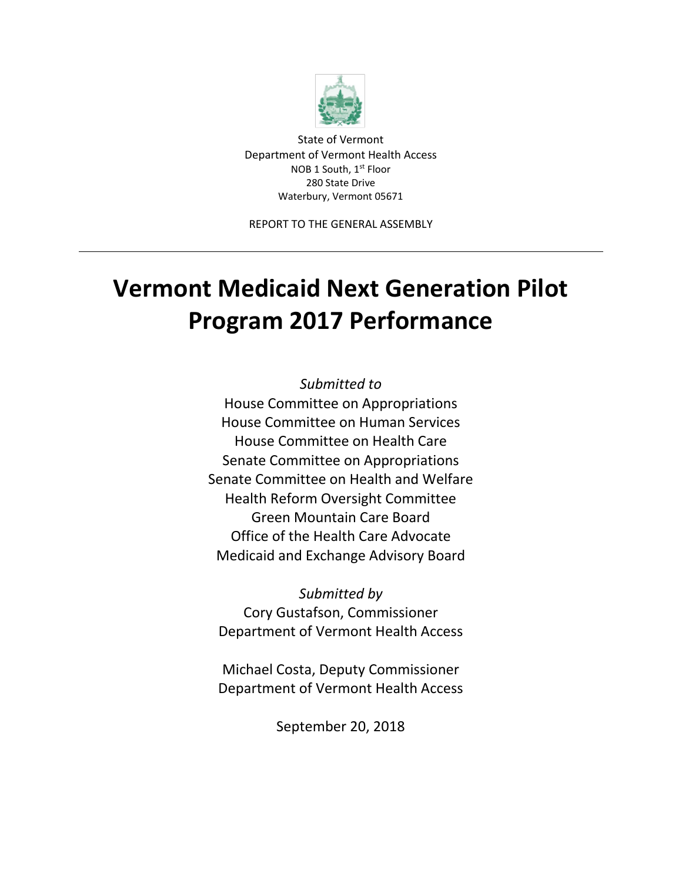State of Vermont
Department of Vermont Health Access
NOB 1 South, 1st Floor
280 State Drive
Waterbury, Vermont 05671

REPORT TO THE GENERAL ASSEMBLY

---

# Vermont Medicaid Next Generation Pilot Program 2017 Performance

*Submitted to*

House Committee on Appropriations
House Committee on Human Services
House Committee on Health Care
Senate Committee on Appropriations
Senate Committee on Health and Welfare
Health Reform Oversight Committee
Green Mountain Care Board
Office of the Health Care Advocate
Medicaid and Exchange Advisory Board

*Submitted by*

Cory Gustafson, Commissioner
Department of Vermont Health Access

Michael Costa, Deputy Commissioner
Department of Vermont Health Access

September 20, 2018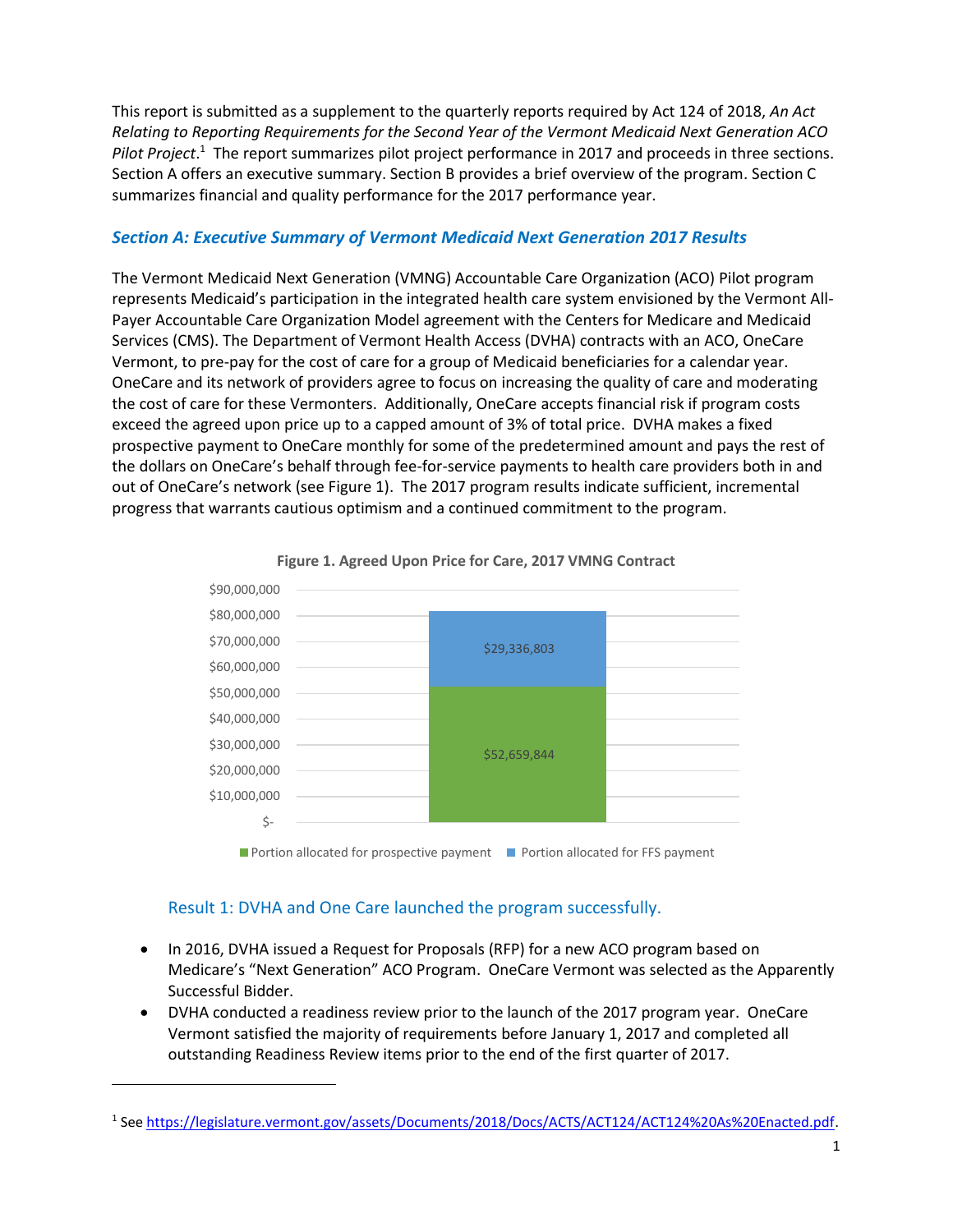This report is submitted as a supplement to the quarterly reports required by Act 124 of 2018, *An Act Relating to Reporting Requirements for the Second Year of the Vermont Medicaid Next Generation ACO Pilot Project*.[1] The report summarizes pilot project performance in 2017 and proceeds in three sections. Section A offers an executive summary. Section B provides a brief overview of the program. Section C summarizes financial and quality performance for the 2017 performance year.

## *Section A: Executive Summary of Vermont Medicaid Next Generation 2017 Results*

The Vermont Medicaid Next Generation (VMNG) Accountable Care Organization (ACO) Pilot program represents Medicaid's participation in the integrated health care system envisioned by the Vermont All-Payer Accountable Care Organization Model agreement with the Centers for Medicare and Medicaid Services (CMS). The Department of Vermont Health Access (DVHA) contracts with an ACO, OneCare Vermont, to pre-pay for the cost of care for a group of Medicaid beneficiaries for a calendar year. OneCare and its network of providers agree to focus on increasing the quality of care and moderating the cost of care for these Vermonters. Additionally, OneCare accepts financial risk if program costs exceed the agreed upon price up to a capped amount of 3% of total price. DVHA makes a fixed prospective payment to OneCare monthly for some of the predetermined amount and pays the rest of the dollars on OneCare's behalf through fee-for-service payments to health care providers both in and out of OneCare's network (see Figure 1). The 2017 program results indicate sufficient, incremental progress that warrants cautious optimism and a continued commitment to the program.

**Figure 1. Agreed Upon Price for Care, 2017 VMNG Contract**

| | Amount |
|---|---|
| Portion allocated for prospective payment | $52,659,844 |
| Portion allocated for FFS payment | $29,336,803 |

### Result 1: DVHA and One Care launched the program successfully.

- In 2016, DVHA issued a Request for Proposals (RFP) for a new ACO program based on Medicare's "Next Generation" ACO Program. OneCare Vermont was selected as the Apparently Successful Bidder.
- DVHA conducted a readiness review prior to the launch of the 2017 program year. OneCare Vermont satisfied the majority of requirements before January 1, 2017 and completed all outstanding Readiness Review items prior to the end of the first quarter of 2017.

---

[1] See https://legislature.vermont.gov/assets/Documents/2018/Docs/ACTS/ACT124/ACT124%20As%20Enacted.pdf.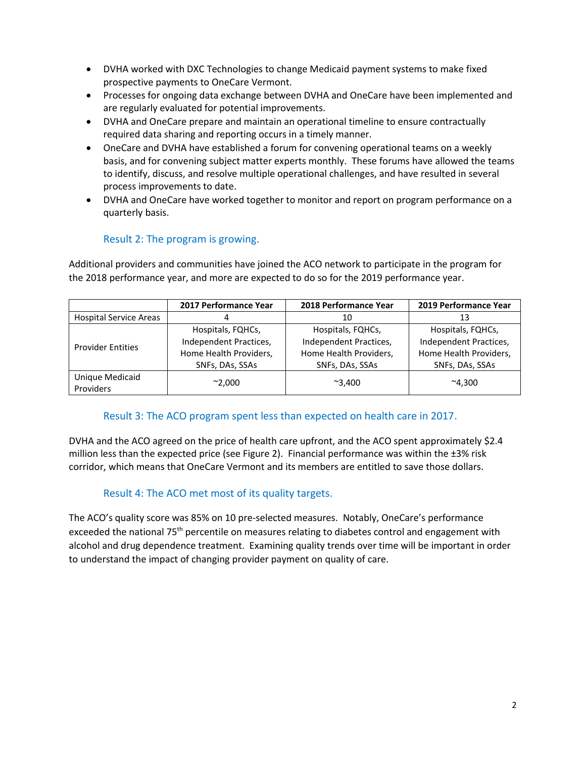- DVHA worked with DXC Technologies to change Medicaid payment systems to make fixed prospective payments to OneCare Vermont.
- Processes for ongoing data exchange between DVHA and OneCare have been implemented and are regularly evaluated for potential improvements.
- DVHA and OneCare prepare and maintain an operational timeline to ensure contractually required data sharing and reporting occurs in a timely manner.
- OneCare and DVHA have established a forum for convening operational teams on a weekly basis, and for convening subject matter experts monthly. These forums have allowed the teams to identify, discuss, and resolve multiple operational challenges, and have resulted in several process improvements to date.
- DVHA and OneCare have worked together to monitor and report on program performance on a quarterly basis.

### Result 2: The program is growing.

Additional providers and communities have joined the ACO network to participate in the program for the 2018 performance year, and more are expected to do so for the 2019 performance year.

| | 2017 Performance Year | 2018 Performance Year | 2019 Performance Year |
|---|---|---|---|
| Hospital Service Areas | 4 | 10 | 13 |
| Provider Entities | Hospitals, FQHCs, Independent Practices, Home Health Providers, SNFs, DAs, SSAs | Hospitals, FQHCs, Independent Practices, Home Health Providers, SNFs, DAs, SSAs | Hospitals, FQHCs, Independent Practices, Home Health Providers, SNFs, DAs, SSAs |
| Unique Medicaid Providers | ~2,000 | ~3,400 | ~4,300 |

### Result 3: The ACO program spent less than expected on health care in 2017.

DVHA and the ACO agreed on the price of health care upfront, and the ACO spent approximately $2.4 million less than the expected price (see Figure 2). Financial performance was within the ±3% risk corridor, which means that OneCare Vermont and its members are entitled to save those dollars.

### Result 4: The ACO met most of its quality targets.

The ACO's quality score was 85% on 10 pre-selected measures. Notably, OneCare's performance exceeded the national 75th percentile on measures relating to diabetes control and engagement with alcohol and drug dependence treatment. Examining quality trends over time will be important in order to understand the impact of changing provider payment on quality of care.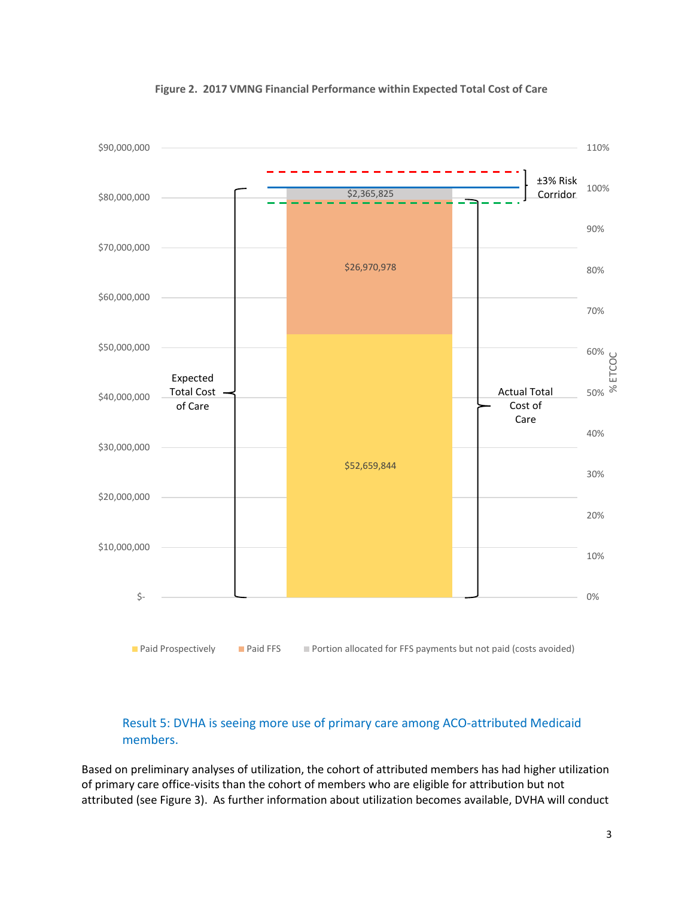**Figure 2. 2017 VMNG Financial Performance within Expected Total Cost of Care**

| Component | Amount |
| --- | --- |
| Paid Prospectively | $52,659,844 |
| Paid FFS | $26,970,978 |
| Portion allocated for FFS payments but not paid (costs avoided) | $2,365,825 |

Expected Total Cost of Care

Actual Total Cost of Care

±3% Risk Corridor

## Result 5: DVHA is seeing more use of primary care among ACO-attributed Medicaid members.

Based on preliminary analyses of utilization, the cohort of attributed members has had higher utilization of primary care office-visits than the cohort of members who are eligible for attribution but not attributed (see Figure 3). As further information about utilization becomes available, DVHA will conduct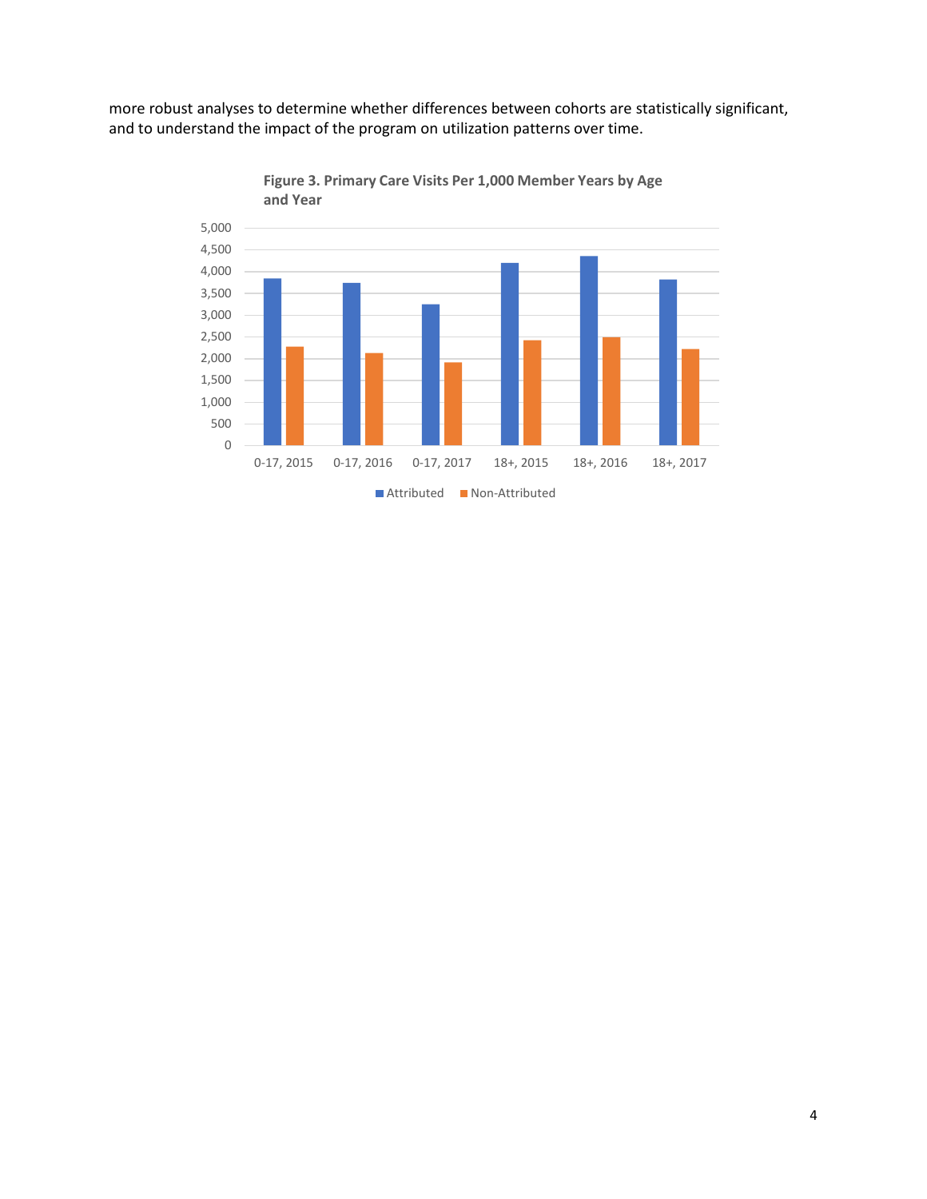more robust analyses to determine whether differences between cohorts are statistically significant, and to understand the impact of the program on utilization patterns over time.

**Figure 3. Primary Care Visits Per 1,000 Member Years by Age and Year**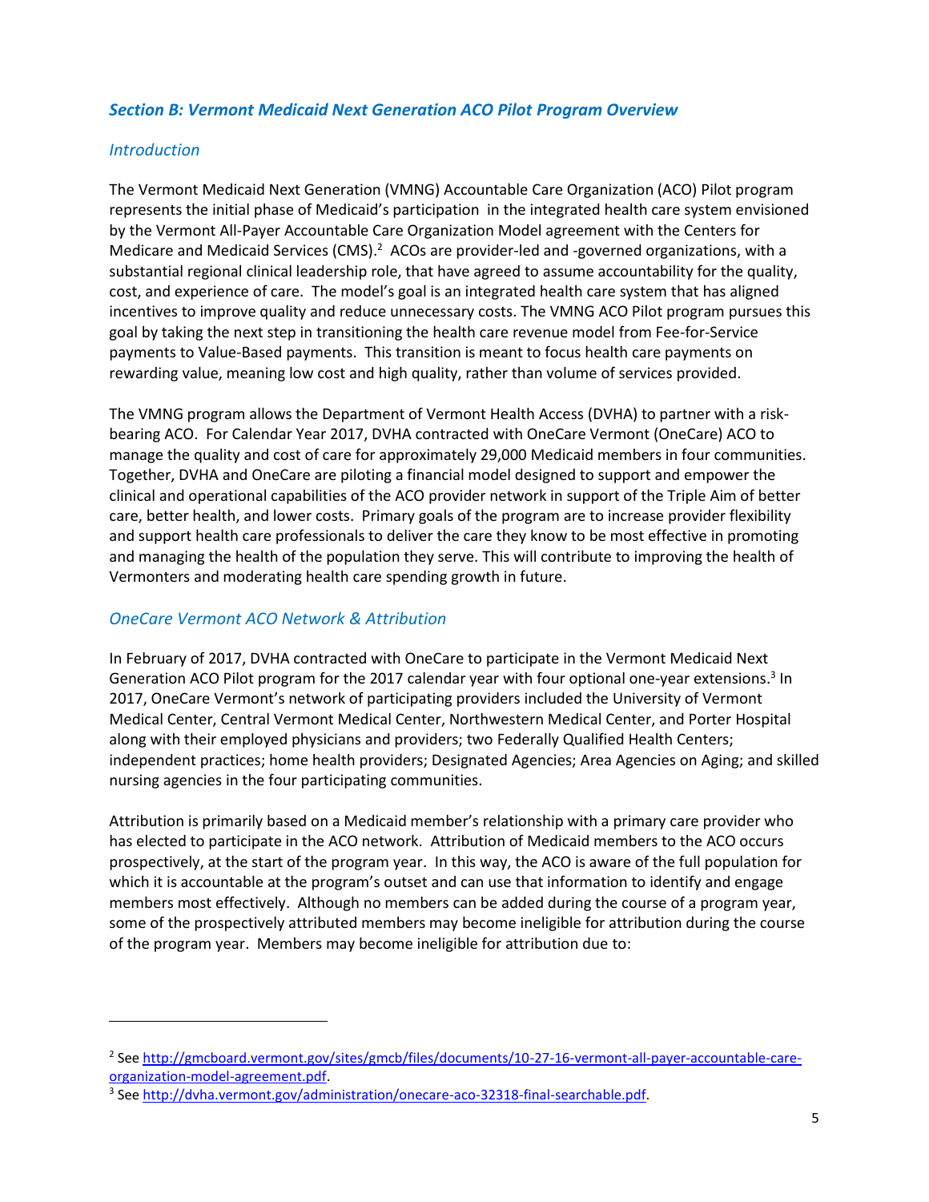## *Section B: Vermont Medicaid Next Generation ACO Pilot Program Overview*

### *Introduction*

The Vermont Medicaid Next Generation (VMNG) Accountable Care Organization (ACO) Pilot program represents the initial phase of Medicaid's participation in the integrated health care system envisioned by the Vermont All-Payer Accountable Care Organization Model agreement with the Centers for Medicare and Medicaid Services (CMS).[2] ACOs are provider-led and -governed organizations, with a substantial regional clinical leadership role, that have agreed to assume accountability for the quality, cost, and experience of care. The model's goal is an integrated health care system that has aligned incentives to improve quality and reduce unnecessary costs. The VMNG ACO Pilot program pursues this goal by taking the next step in transitioning the health care revenue model from Fee-for-Service payments to Value-Based payments. This transition is meant to focus health care payments on rewarding value, meaning low cost and high quality, rather than volume of services provided.

The VMNG program allows the Department of Vermont Health Access (DVHA) to partner with a risk-bearing ACO. For Calendar Year 2017, DVHA contracted with OneCare Vermont (OneCare) ACO to manage the quality and cost of care for approximately 29,000 Medicaid members in four communities. Together, DVHA and OneCare are piloting a financial model designed to support and empower the clinical and operational capabilities of the ACO provider network in support of the Triple Aim of better care, better health, and lower costs. Primary goals of the program are to increase provider flexibility and support health care professionals to deliver the care they know to be most effective in promoting and managing the health of the population they serve. This will contribute to improving the health of Vermonters and moderating health care spending growth in future.

### *OneCare Vermont ACO Network & Attribution*

In February of 2017, DVHA contracted with OneCare to participate in the Vermont Medicaid Next Generation ACO Pilot program for the 2017 calendar year with four optional one-year extensions.[3] In 2017, OneCare Vermont's network of participating providers included the University of Vermont Medical Center, Central Vermont Medical Center, Northwestern Medical Center, and Porter Hospital along with their employed physicians and providers; two Federally Qualified Health Centers; independent practices; home health providers; Designated Agencies; Area Agencies on Aging; and skilled nursing agencies in the four participating communities.

Attribution is primarily based on a Medicaid member's relationship with a primary care provider who has elected to participate in the ACO network. Attribution of Medicaid members to the ACO occurs prospectively, at the start of the program year. In this way, the ACO is aware of the full population for which it is accountable at the program's outset and can use that information to identify and engage members most effectively. Although no members can be added during the course of a program year, some of the prospectively attributed members may become ineligible for attribution during the course of the program year. Members may become ineligible for attribution due to:

---

[2] See http://gmcboard.vermont.gov/sites/gmcb/files/documents/10-27-16-vermont-all-payer-accountable-care-organization-model-agreement.pdf.

[3] See http://dvha.vermont.gov/administration/onecare-aco-32318-final-searchable.pdf.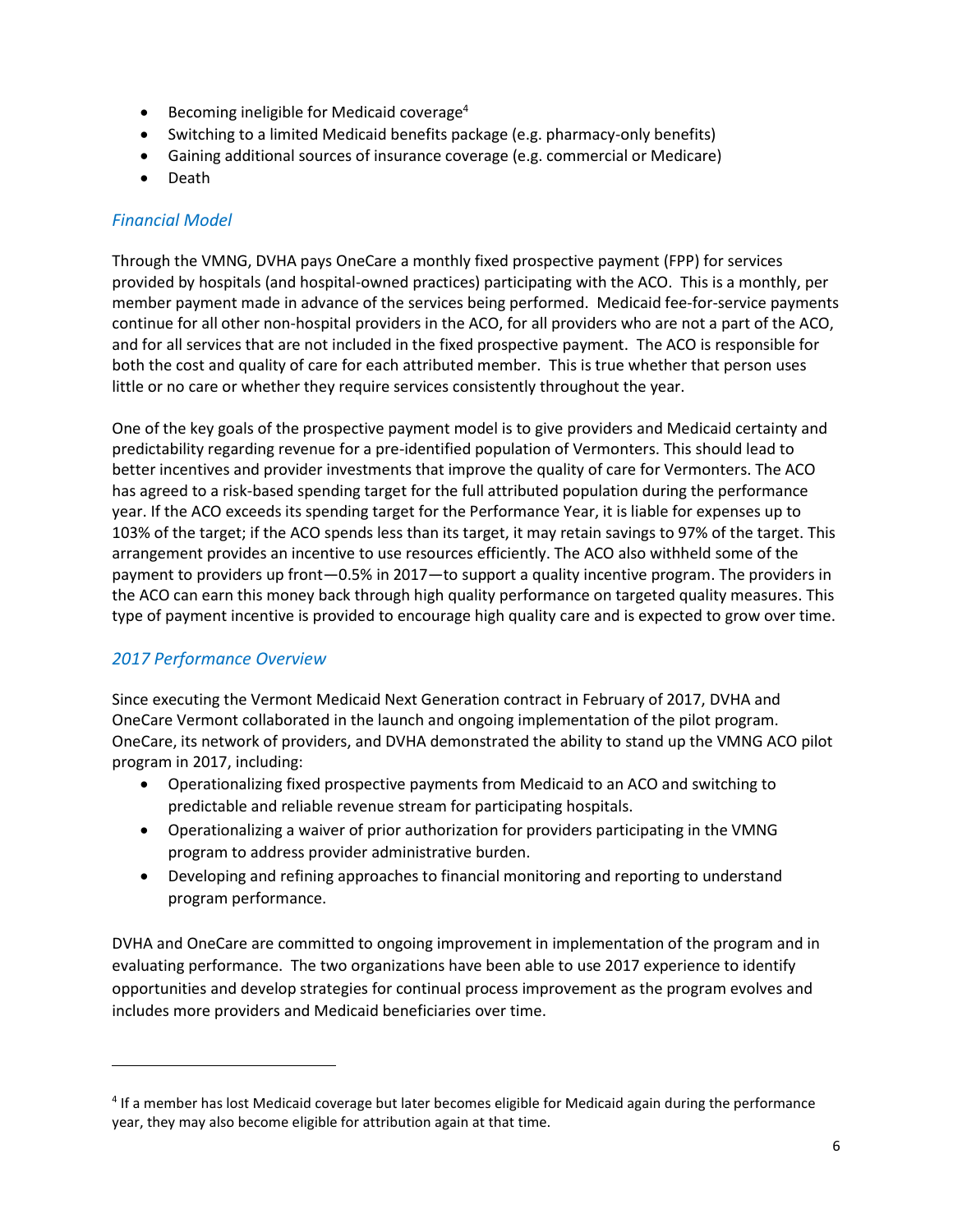- Becoming ineligible for Medicaid coverage[4]
- Switching to a limited Medicaid benefits package (e.g. pharmacy-only benefits)
- Gaining additional sources of insurance coverage (e.g. commercial or Medicare)
- Death

### *Financial Model*

Through the VMNG, DVHA pays OneCare a monthly fixed prospective payment (FPP) for services provided by hospitals (and hospital-owned practices) participating with the ACO. This is a monthly, per member payment made in advance of the services being performed. Medicaid fee-for-service payments continue for all other non-hospital providers in the ACO, for all providers who are not a part of the ACO, and for all services that are not included in the fixed prospective payment. The ACO is responsible for both the cost and quality of care for each attributed member. This is true whether that person uses little or no care or whether they require services consistently throughout the year.

One of the key goals of the prospective payment model is to give providers and Medicaid certainty and predictability regarding revenue for a pre-identified population of Vermonters. This should lead to better incentives and provider investments that improve the quality of care for Vermonters. The ACO has agreed to a risk-based spending target for the full attributed population during the performance year. If the ACO exceeds its spending target for the Performance Year, it is liable for expenses up to 103% of the target; if the ACO spends less than its target, it may retain savings to 97% of the target. This arrangement provides an incentive to use resources efficiently. The ACO also withheld some of the payment to providers up front—0.5% in 2017—to support a quality incentive program. The providers in the ACO can earn this money back through high quality performance on targeted quality measures. This type of payment incentive is provided to encourage high quality care and is expected to grow over time.

### *2017 Performance Overview*

Since executing the Vermont Medicaid Next Generation contract in February of 2017, DVHA and OneCare Vermont collaborated in the launch and ongoing implementation of the pilot program. OneCare, its network of providers, and DVHA demonstrated the ability to stand up the VMNG ACO pilot program in 2017, including:

- Operationalizing fixed prospective payments from Medicaid to an ACO and switching to predictable and reliable revenue stream for participating hospitals.
- Operationalizing a waiver of prior authorization for providers participating in the VMNG program to address provider administrative burden.
- Developing and refining approaches to financial monitoring and reporting to understand program performance.

DVHA and OneCare are committed to ongoing improvement in implementation of the program and in evaluating performance. The two organizations have been able to use 2017 experience to identify opportunities and develop strategies for continual process improvement as the program evolves and includes more providers and Medicaid beneficiaries over time.

---

[4] If a member has lost Medicaid coverage but later becomes eligible for Medicaid again during the performance year, they may also become eligible for attribution again at that time.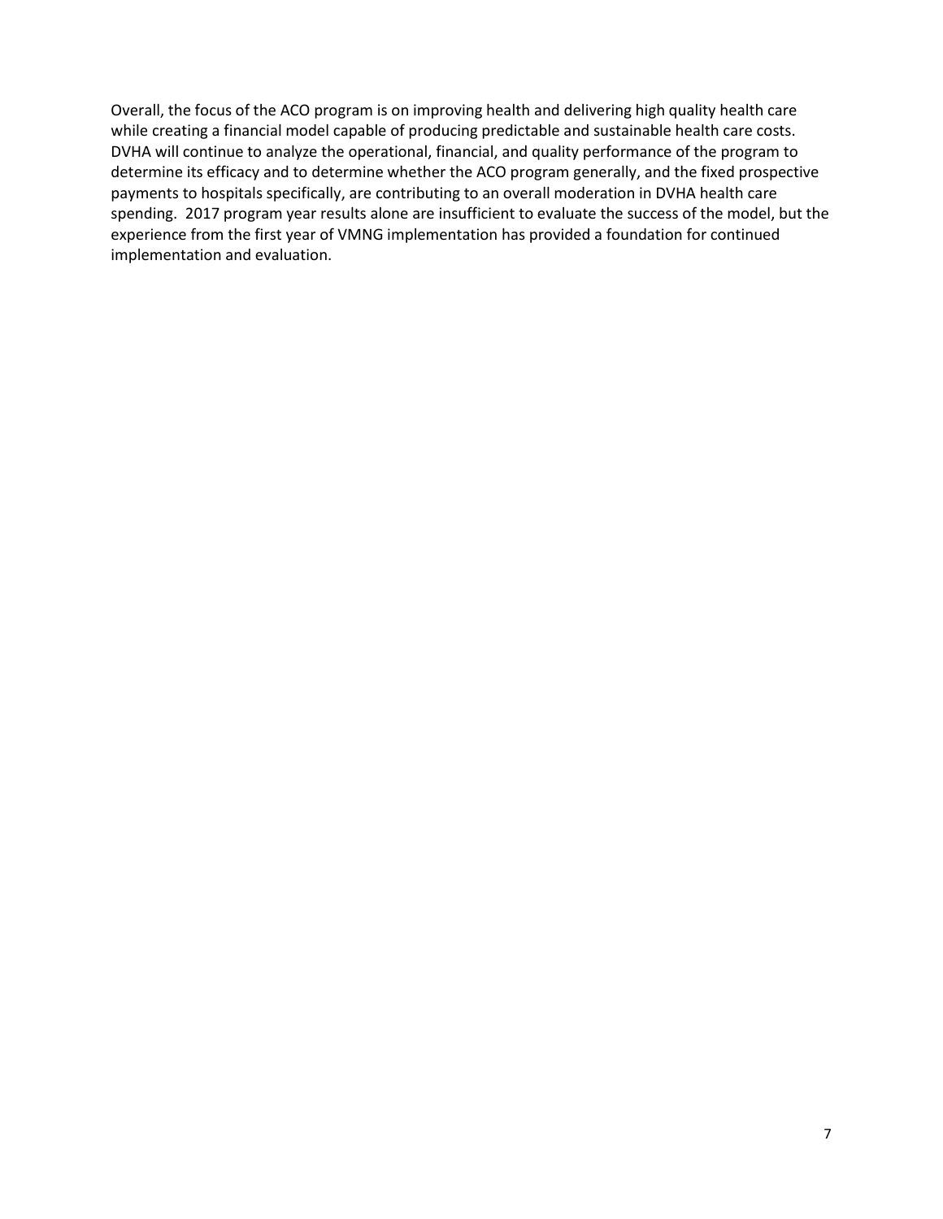Overall, the focus of the ACO program is on improving health and delivering high quality health care while creating a financial model capable of producing predictable and sustainable health care costs. DVHA will continue to analyze the operational, financial, and quality performance of the program to determine its efficacy and to determine whether the ACO program generally, and the fixed prospective payments to hospitals specifically, are contributing to an overall moderation in DVHA health care spending. 2017 program year results alone are insufficient to evaluate the success of the model, but the experience from the first year of VMNG implementation has provided a foundation for continued implementation and evaluation.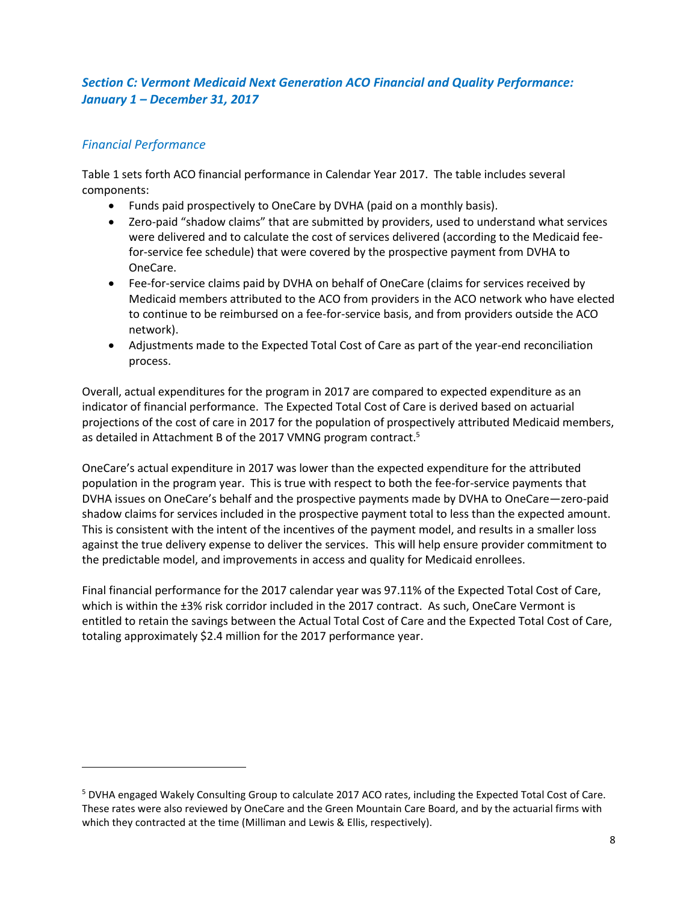### *Section C: Vermont Medicaid Next Generation ACO Financial and Quality Performance: January 1 – December 31, 2017*

#### *Financial Performance*

Table 1 sets forth ACO financial performance in Calendar Year 2017. The table includes several components:

- Funds paid prospectively to OneCare by DVHA (paid on a monthly basis).
- Zero-paid "shadow claims" that are submitted by providers, used to understand what services were delivered and to calculate the cost of services delivered (according to the Medicaid fee-for-service fee schedule) that were covered by the prospective payment from DVHA to OneCare.
- Fee-for-service claims paid by DVHA on behalf of OneCare (claims for services received by Medicaid members attributed to the ACO from providers in the ACO network who have elected to continue to be reimbursed on a fee-for-service basis, and from providers outside the ACO network).
- Adjustments made to the Expected Total Cost of Care as part of the year-end reconciliation process.

Overall, actual expenditures for the program in 2017 are compared to expected expenditure as an indicator of financial performance. The Expected Total Cost of Care is derived based on actuarial projections of the cost of care in 2017 for the population of prospectively attributed Medicaid members, as detailed in Attachment B of the 2017 VMNG program contract.[5]

OneCare's actual expenditure in 2017 was lower than the expected expenditure for the attributed population in the program year. This is true with respect to both the fee-for-service payments that DVHA issues on OneCare's behalf and the prospective payments made by DVHA to OneCare—zero-paid shadow claims for services included in the prospective payment total to less than the expected amount. This is consistent with the intent of the incentives of the payment model, and results in a smaller loss against the true delivery expense to deliver the services. This will help ensure provider commitment to the predictable model, and improvements in access and quality for Medicaid enrollees.

Final financial performance for the 2017 calendar year was 97.11% of the Expected Total Cost of Care, which is within the ±3% risk corridor included in the 2017 contract. As such, OneCare Vermont is entitled to retain the savings between the Actual Total Cost of Care and the Expected Total Cost of Care, totaling approximately $2.4 million for the 2017 performance year.

---

[5] DVHA engaged Wakely Consulting Group to calculate 2017 ACO rates, including the Expected Total Cost of Care. These rates were also reviewed by OneCare and the Green Mountain Care Board, and by the actuarial firms with which they contracted at the time (Milliman and Lewis & Ellis, respectively).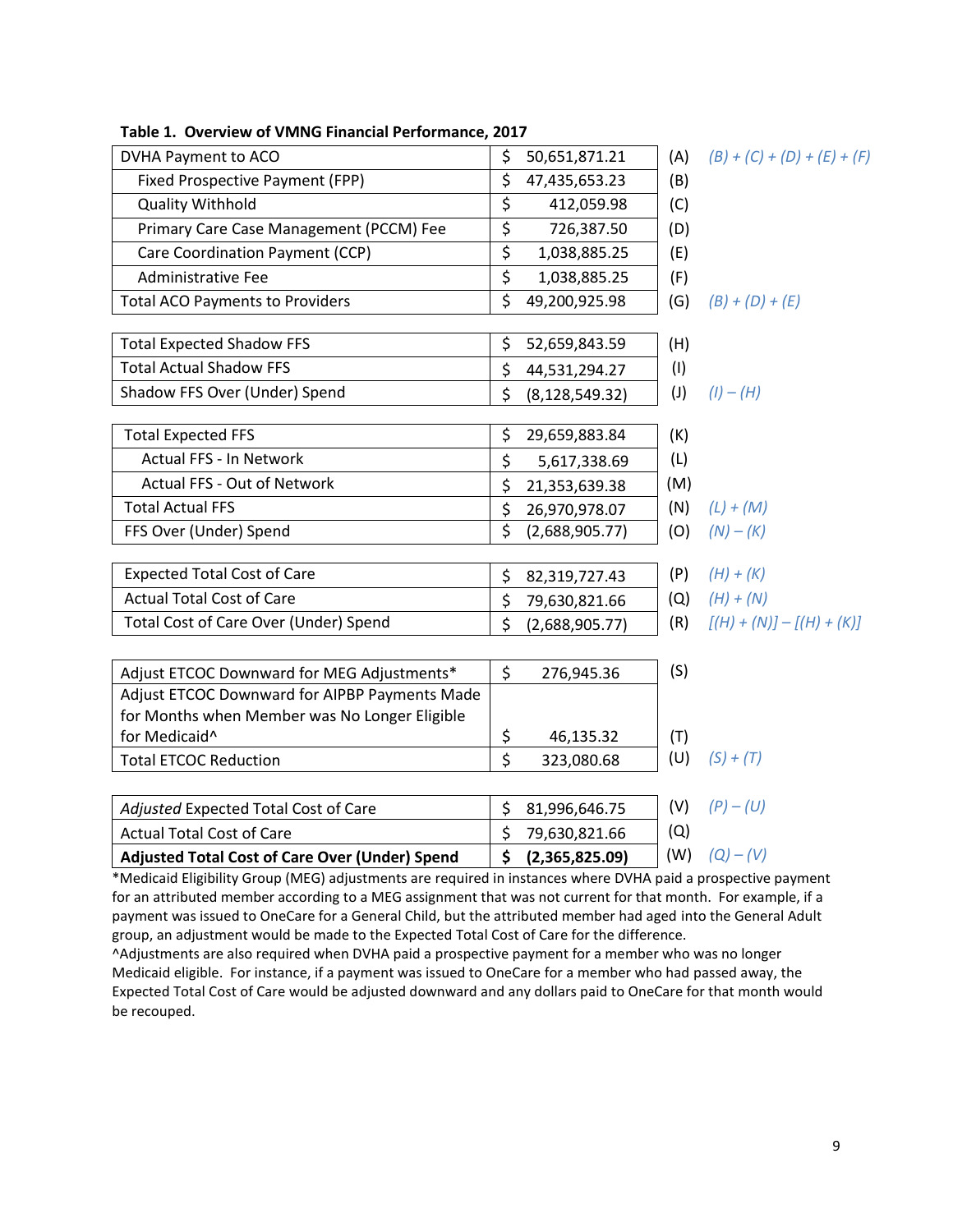**Table 1. Overview of VMNG Financial Performance, 2017**

| Item | Amount | Ref | Formula |
|---|---|---|---|
| DVHA Payment to ACO | $ 50,651,871.21 | (A) | *(B) + (C) + (D) + (E) + (F)* |
| Fixed Prospective Payment (FPP) | $ 47,435,653.23 | (B) | |
| Quality Withhold | $ 412,059.98 | (C) | |
| Primary Care Case Management (PCCM) Fee | $ 726,387.50 | (D) | |
| Care Coordination Payment (CCP) | $ 1,038,885.25 | (E) | |
| Administrative Fee | $ 1,038,885.25 | (F) | |
| Total ACO Payments to Providers | $ 49,200,925.98 | (G) | *(B) + (D) + (E)* |
| | | | |
| Total Expected Shadow FFS | $ 52,659,843.59 | (H) | |
| Total Actual Shadow FFS | $ 44,531,294.27 | (I) | |
| Shadow FFS Over (Under) Spend | $ (8,128,549.32) | (J) | *(I) – (H)* |
| | | | |
| Total Expected FFS | $ 29,659,883.84 | (K) | |
| Actual FFS - In Network | $ 5,617,338.69 | (L) | |
| Actual FFS - Out of Network | $ 21,353,639.38 | (M) | |
| Total Actual FFS | $ 26,970,978.07 | (N) | *(L) + (M)* |
| FFS Over (Under) Spend | $ (2,688,905.77) | (O) | *(N) – (K)* |
| | | | |
| Expected Total Cost of Care | $ 82,319,727.43 | (P) | *(H) + (K)* |
| Actual Total Cost of Care | $ 79,630,821.66 | (Q) | *(H) + (N)* |
| Total Cost of Care Over (Under) Spend | $ (2,688,905.77) | (R) | *[(H) + (N)] – [(H) + (K)]* |
| | | | |
| Adjust ETCOC Downward for MEG Adjustments* | $ 276,945.36 | (S) | |
| Adjust ETCOC Downward for AIPBP Payments Made for Months when Member was No Longer Eligible for Medicaid^ | $ 46,135.32 | (T) | |
| Total ETCOC Reduction | $ 323,080.68 | (U) | *(S) + (T)* |
| | | | |
| *Adjusted* Expected Total Cost of Care | $ 81,996,646.75 | (V) | *(P) – (U)* |
| Actual Total Cost of Care | $ 79,630,821.66 | (Q) | |
| **Adjusted Total Cost of Care Over (Under) Spend** | **$ (2,365,825.09)** | (W) | *(Q) – (V)* |

*Medicaid Eligibility Group (MEG) adjustments are required in instances where DVHA paid a prospective payment for an attributed member according to a MEG assignment that was not current for that month. For example, if a payment was issued to OneCare for a General Child, but the attributed member had aged into the General Adult group, an adjustment would be made to the Expected Total Cost of Care for the difference.

^Adjustments are also required when DVHA paid a prospective payment for a member who was no longer Medicaid eligible. For instance, if a payment was issued to OneCare for a member who had passed away, the Expected Total Cost of Care would be adjusted downward and any dollars paid to OneCare for that month would be recouped.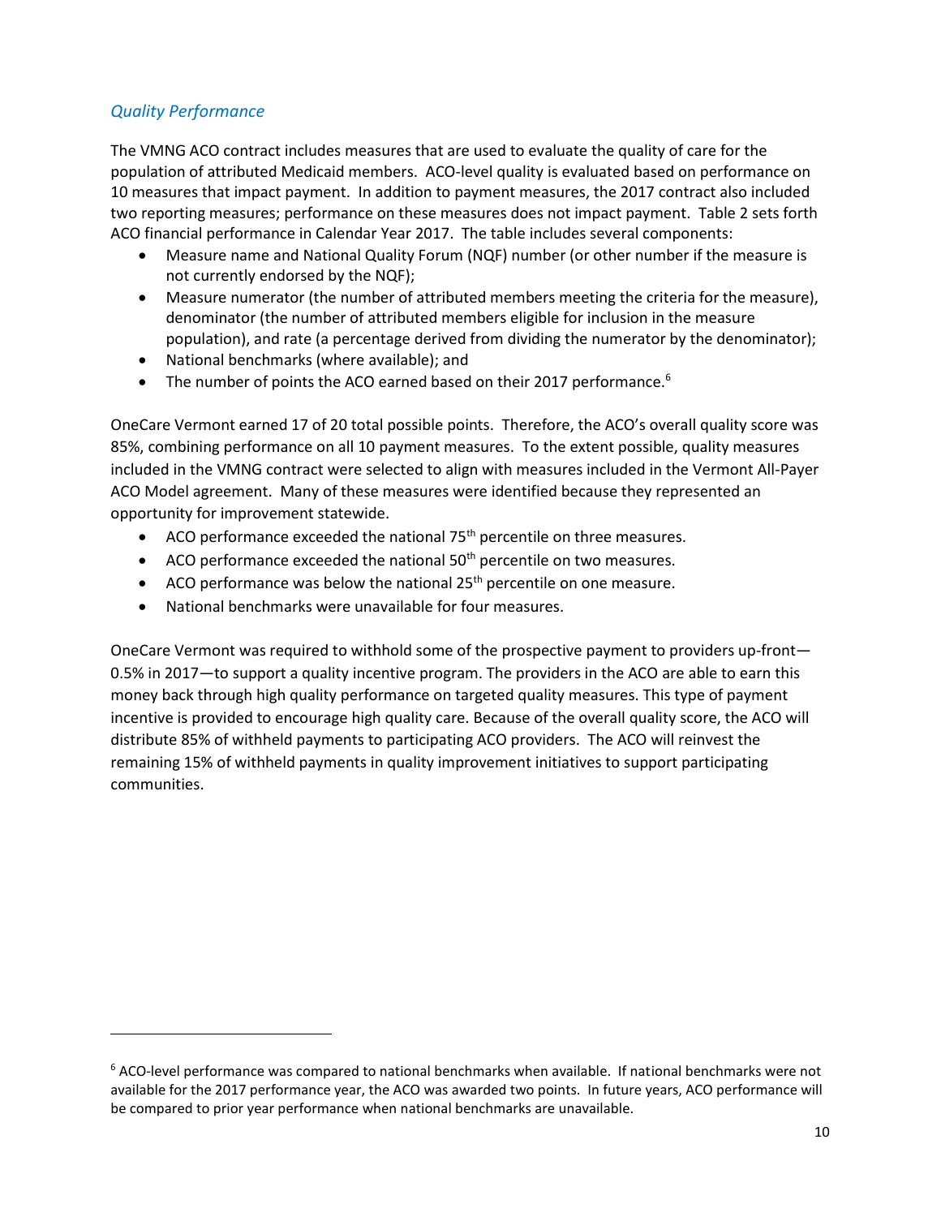### *Quality Performance*

The VMNG ACO contract includes measures that are used to evaluate the quality of care for the population of attributed Medicaid members. ACO-level quality is evaluated based on performance on 10 measures that impact payment. In addition to payment measures, the 2017 contract also included two reporting measures; performance on these measures does not impact payment. Table 2 sets forth ACO financial performance in Calendar Year 2017. The table includes several components:

- Measure name and National Quality Forum (NQF) number (or other number if the measure is not currently endorsed by the NQF);
- Measure numerator (the number of attributed members meeting the criteria for the measure), denominator (the number of attributed members eligible for inclusion in the measure population), and rate (a percentage derived from dividing the numerator by the denominator);
- National benchmarks (where available); and
- The number of points the ACO earned based on their 2017 performance.[6]

OneCare Vermont earned 17 of 20 total possible points. Therefore, the ACO's overall quality score was 85%, combining performance on all 10 payment measures. To the extent possible, quality measures included in the VMNG contract were selected to align with measures included in the Vermont All-Payer ACO Model agreement. Many of these measures were identified because they represented an opportunity for improvement statewide.

- ACO performance exceeded the national 75th percentile on three measures.
- ACO performance exceeded the national 50th percentile on two measures.
- ACO performance was below the national 25th percentile on one measure.
- National benchmarks were unavailable for four measures.

OneCare Vermont was required to withhold some of the prospective payment to providers up-front—0.5% in 2017—to support a quality incentive program. The providers in the ACO are able to earn this money back through high quality performance on targeted quality measures. This type of payment incentive is provided to encourage high quality care. Because of the overall quality score, the ACO will distribute 85% of withheld payments to participating ACO providers. The ACO will reinvest the remaining 15% of withheld payments in quality improvement initiatives to support participating communities.

---

[6] ACO-level performance was compared to national benchmarks when available. If national benchmarks were not available for the 2017 performance year, the ACO was awarded two points. In future years, ACO performance will be compared to prior year performance when national benchmarks are unavailable.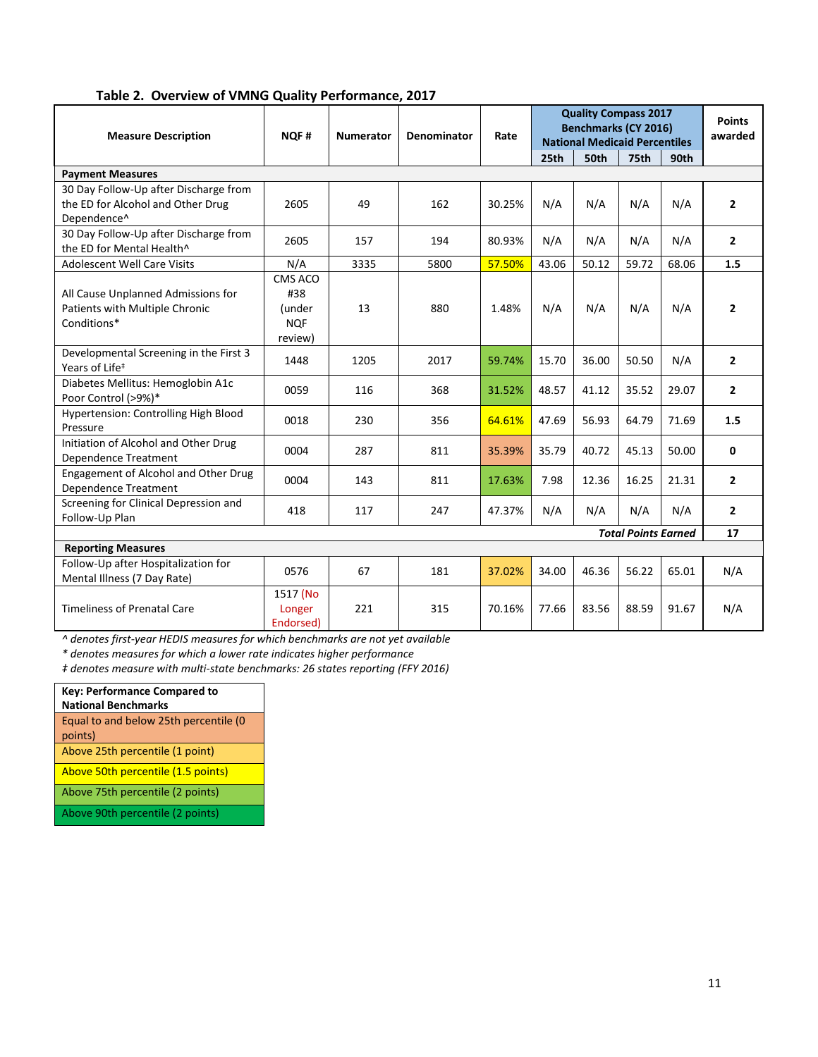**Table 2. Overview of VMNG Quality Performance, 2017**

| Measure Description | NQF # | Numerator | Denominator | Rate | Quality Compass 2017 Benchmarks (CY 2016) National Medicaid Percentiles | | | | Points awarded |
|---|---|---|---|---|---|---|---|---|---|
| | | | | | 25th | 50th | 75th | 90th | |
| **Payment Measures** | | | | | | | | | |
| 30 Day Follow-Up after Discharge from the ED for Alcohol and Other Drug Dependence^ | 2605 | 49 | 162 | 30.25% | N/A | N/A | N/A | N/A | **2** |
| 30 Day Follow-Up after Discharge from the ED for Mental Health^ | 2605 | 157 | 194 | 80.93% | N/A | N/A | N/A | N/A | **2** |
| Adolescent Well Care Visits | N/A | 3335 | 5800 | 57.50% | 43.06 | 50.12 | 59.72 | 68.06 | **1.5** |
| All Cause Unplanned Admissions for Patients with Multiple Chronic Conditions* | CMS ACO #38 (under NQF review) | 13 | 880 | 1.48% | N/A | N/A | N/A | N/A | **2** |
| Developmental Screening in the First 3 Years of Life‡ | 1448 | 1205 | 2017 | 59.74% | 15.70 | 36.00 | 50.50 | N/A | **2** |
| Diabetes Mellitus: Hemoglobin A1c Poor Control (>9%)* | 0059 | 116 | 368 | 31.52% | 48.57 | 41.12 | 35.52 | 29.07 | **2** |
| Hypertension: Controlling High Blood Pressure | 0018 | 230 | 356 | 64.61% | 47.69 | 56.93 | 64.79 | 71.69 | **1.5** |
| Initiation of Alcohol and Other Drug Dependence Treatment | 0004 | 287 | 811 | 35.39% | 35.79 | 40.72 | 45.13 | 50.00 | **0** |
| Engagement of Alcohol and Other Drug Dependence Treatment | 0004 | 143 | 811 | 17.63% | 7.98 | 12.36 | 16.25 | 21.31 | **2** |
| Screening for Clinical Depression and Follow-Up Plan | 418 | 117 | 247 | 47.37% | N/A | N/A | N/A | N/A | **2** |
| | | | | | | | | ***Total Points Earned*** | **17** |
| **Reporting Measures** | | | | | | | | | |
| Follow-Up after Hospitalization for Mental Illness (7 Day Rate) | 0576 | 67 | 181 | 37.02% | 34.00 | 46.36 | 56.22 | 65.01 | N/A |
| Timeliness of Prenatal Care | 1517 (No Longer Endorsed) | 221 | 315 | 70.16% | 77.66 | 83.56 | 88.59 | 91.67 | N/A |

*^ denotes first-year HEDIS measures for which benchmarks are not yet available*

*\* denotes measures for which a lower rate indicates higher performance*

*‡ denotes measure with multi-state benchmarks: 26 states reporting (FFY 2016)*

| Key: Performance Compared to National Benchmarks |
|---|
| Equal to and below 25th percentile (0 points) |
| Above 25th percentile (1 point) |
| Above 50th percentile (1.5 points) |
| Above 75th percentile (2 points) |
| Above 90th percentile (2 points) |